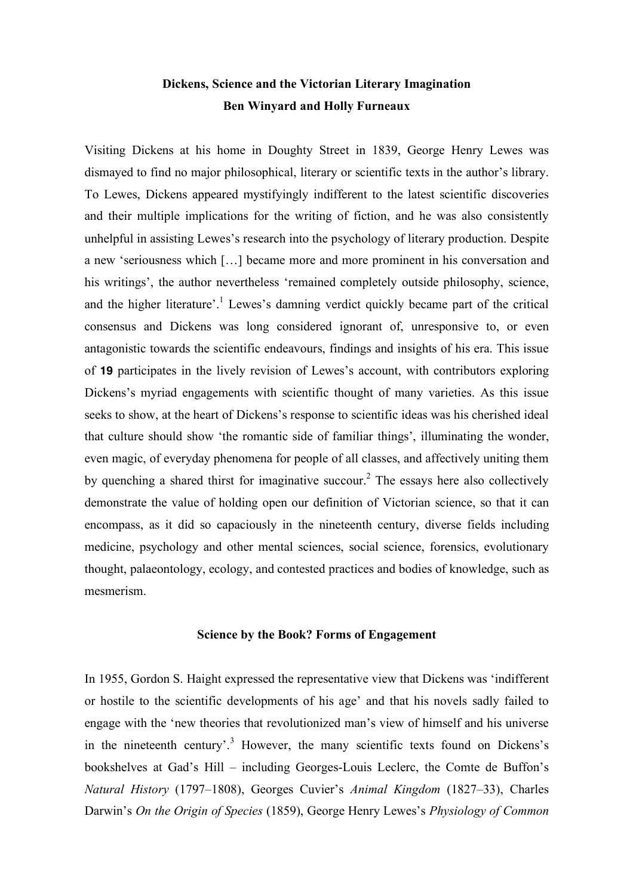# Dickens, Science and the Victorian Literary Imagination

**Ben Winyard and Holly Furneaux**

Visiting Dickens at his home in Doughty Street in 1839, George Henry Lewes was dismayed to find no major philosophical, literary or scientific texts in the author's library. To Lewes, Dickens appeared mystifyingly indifferent to the latest scientific discoveries and their multiple implications for the writing of fiction, and he was also consistently unhelpful in assisting Lewes's research into the psychology of literary production. Despite a new 'seriousness which […] became more and more prominent in his conversation and his writings', the author nevertheless 'remained completely outside philosophy, science, and the higher literature'.[1] Lewes's damning verdict quickly became part of the critical consensus and Dickens was long considered ignorant of, unresponsive to, or even antagonistic towards the scientific endeavours, findings and insights of his era. This issue of **19** participates in the lively revision of Lewes's account, with contributors exploring Dickens's myriad engagements with scientific thought of many varieties. As this issue seeks to show, at the heart of Dickens's response to scientific ideas was his cherished ideal that culture should show 'the romantic side of familiar things', illuminating the wonder, even magic, of everyday phenomena for people of all classes, and affectively uniting them by quenching a shared thirst for imaginative succour.[2] The essays here also collectively demonstrate the value of holding open our definition of Victorian science, so that it can encompass, as it did so capaciously in the nineteenth century, diverse fields including medicine, psychology and other mental sciences, social science, forensics, evolutionary thought, palaeontology, ecology, and contested practices and bodies of knowledge, such as mesmerism.

## Science by the Book? Forms of Engagement

In 1955, Gordon S. Haight expressed the representative view that Dickens was 'indifferent or hostile to the scientific developments of his age' and that his novels sadly failed to engage with the 'new theories that revolutionized man's view of himself and his universe in the nineteenth century'.[3] However, the many scientific texts found on Dickens's bookshelves at Gad's Hill – including Georges-Louis Leclerc, the Comte de Buffon's *Natural History* (1797–1808), Georges Cuvier's *Animal Kingdom* (1827–33), Charles Darwin's *On the Origin of Species* (1859), George Henry Lewes's *Physiology of Common*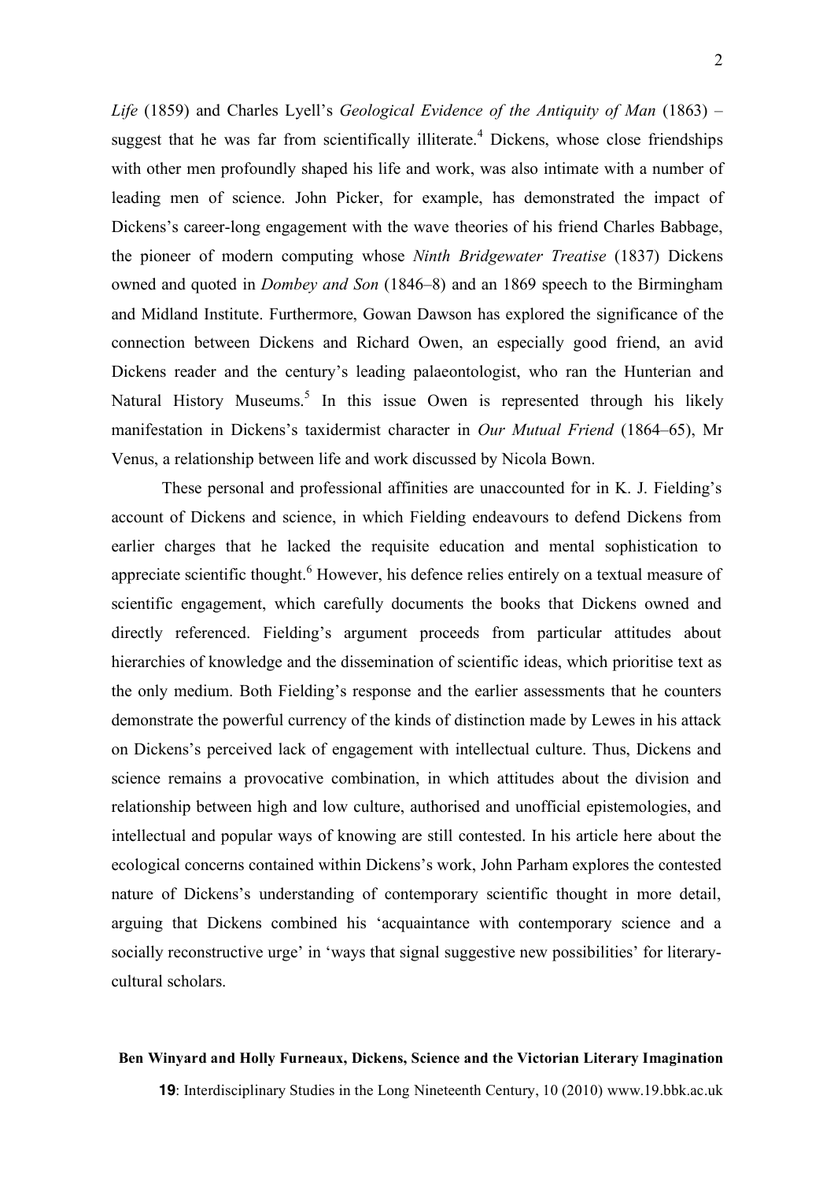*Life* (1859) and Charles Lyell's *Geological Evidence of the Antiquity of Man* (1863) – suggest that he was far from scientifically illiterate.[4] Dickens, whose close friendships with other men profoundly shaped his life and work, was also intimate with a number of leading men of science. John Picker, for example, has demonstrated the impact of Dickens's career-long engagement with the wave theories of his friend Charles Babbage, the pioneer of modern computing whose *Ninth Bridgewater Treatise* (1837) Dickens owned and quoted in *Dombey and Son* (1846–8) and an 1869 speech to the Birmingham and Midland Institute. Furthermore, Gowan Dawson has explored the significance of the connection between Dickens and Richard Owen, an especially good friend, an avid Dickens reader and the century's leading palaeontologist, who ran the Hunterian and Natural History Museums.[5] In this issue Owen is represented through his likely manifestation in Dickens's taxidermist character in *Our Mutual Friend* (1864–65), Mr Venus, a relationship between life and work discussed by Nicola Bown.

These personal and professional affinities are unaccounted for in K. J. Fielding's account of Dickens and science, in which Fielding endeavours to defend Dickens from earlier charges that he lacked the requisite education and mental sophistication to appreciate scientific thought.[6] However, his defence relies entirely on a textual measure of scientific engagement, which carefully documents the books that Dickens owned and directly referenced. Fielding's argument proceeds from particular attitudes about hierarchies of knowledge and the dissemination of scientific ideas, which prioritise text as the only medium. Both Fielding's response and the earlier assessments that he counters demonstrate the powerful currency of the kinds of distinction made by Lewes in his attack on Dickens's perceived lack of engagement with intellectual culture. Thus, Dickens and science remains a provocative combination, in which attitudes about the division and relationship between high and low culture, authorised and unofficial epistemologies, and intellectual and popular ways of knowing are still contested. In his article here about the ecological concerns contained within Dickens's work, John Parham explores the contested nature of Dickens's understanding of contemporary scientific thought in more detail, arguing that Dickens combined his 'acquaintance with contemporary science and a socially reconstructive urge' in 'ways that signal suggestive new possibilities' for literary-cultural scholars.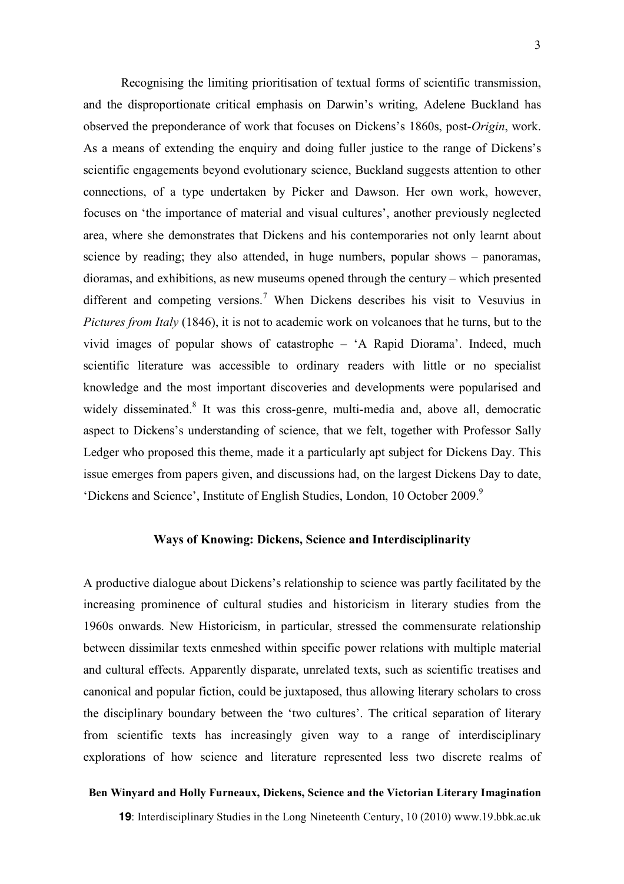Recognising the limiting prioritisation of textual forms of scientific transmission, and the disproportionate critical emphasis on Darwin's writing, Adelene Buckland has observed the preponderance of work that focuses on Dickens's 1860s, post-*Origin*, work. As a means of extending the enquiry and doing fuller justice to the range of Dickens's scientific engagements beyond evolutionary science, Buckland suggests attention to other connections, of a type undertaken by Picker and Dawson. Her own work, however, focuses on 'the importance of material and visual cultures', another previously neglected area, where she demonstrates that Dickens and his contemporaries not only learnt about science by reading; they also attended, in huge numbers, popular shows – panoramas, dioramas, and exhibitions, as new museums opened through the century – which presented different and competing versions.[7] When Dickens describes his visit to Vesuvius in *Pictures from Italy* (1846), it is not to academic work on volcanoes that he turns, but to the vivid images of popular shows of catastrophe – 'A Rapid Diorama'. Indeed, much scientific literature was accessible to ordinary readers with little or no specialist knowledge and the most important discoveries and developments were popularised and widely disseminated.[8] It was this cross-genre, multi-media and, above all, democratic aspect to Dickens's understanding of science, that we felt, together with Professor Sally Ledger who proposed this theme, made it a particularly apt subject for Dickens Day. This issue emerges from papers given, and discussions had, on the largest Dickens Day to date, 'Dickens and Science', Institute of English Studies, London, 10 October 2009.[9]

## Ways of Knowing: Dickens, Science and Interdisciplinarity

A productive dialogue about Dickens's relationship to science was partly facilitated by the increasing prominence of cultural studies and historicism in literary studies from the 1960s onwards. New Historicism, in particular, stressed the commensurate relationship between dissimilar texts enmeshed within specific power relations with multiple material and cultural effects. Apparently disparate, unrelated texts, such as scientific treatises and canonical and popular fiction, could be juxtaposed, thus allowing literary scholars to cross the disciplinary boundary between the 'two cultures'. The critical separation of literary from scientific texts has increasingly given way to a range of interdisciplinary explorations of how science and literature represented less two discrete realms of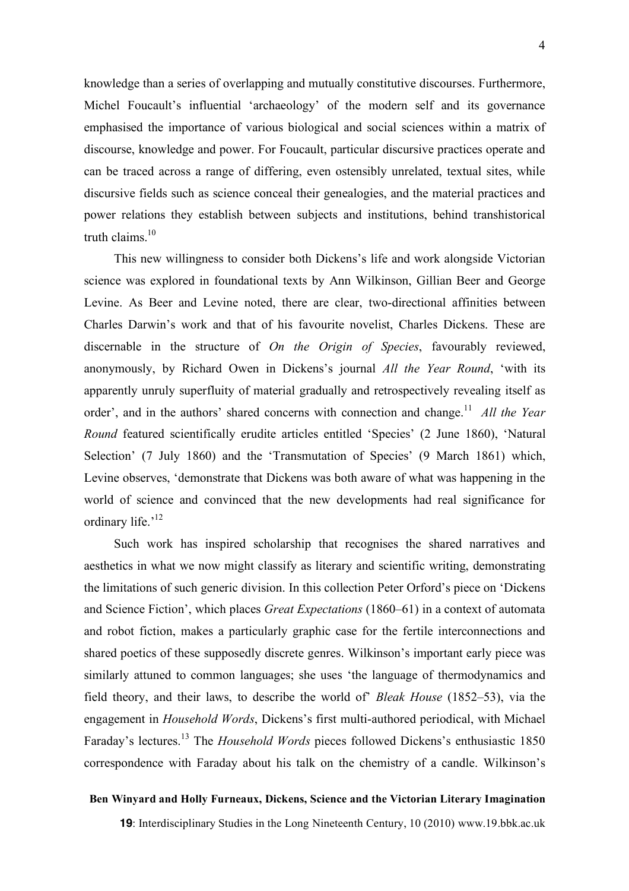knowledge than a series of overlapping and mutually constitutive discourses. Furthermore, Michel Foucault's influential 'archaeology' of the modern self and its governance emphasised the importance of various biological and social sciences within a matrix of discourse, knowledge and power. For Foucault, particular discursive practices operate and can be traced across a range of differing, even ostensibly unrelated, textual sites, while discursive fields such as science conceal their genealogies, and the material practices and power relations they establish between subjects and institutions, behind transhistorical truth claims.[10]

This new willingness to consider both Dickens's life and work alongside Victorian science was explored in foundational texts by Ann Wilkinson, Gillian Beer and George Levine. As Beer and Levine noted, there are clear, two-directional affinities between Charles Darwin's work and that of his favourite novelist, Charles Dickens. These are discernable in the structure of *On the Origin of Species*, favourably reviewed, anonymously, by Richard Owen in Dickens's journal *All the Year Round*, 'with its apparently unruly superfluity of material gradually and retrospectively revealing itself as order', and in the authors' shared concerns with connection and change.[11] *All the Year Round* featured scientifically erudite articles entitled 'Species' (2 June 1860), 'Natural Selection' (7 July 1860) and the 'Transmutation of Species' (9 March 1861) which, Levine observes, 'demonstrate that Dickens was both aware of what was happening in the world of science and convinced that the new developments had real significance for ordinary life.'[12]

Such work has inspired scholarship that recognises the shared narratives and aesthetics in what we now might classify as literary and scientific writing, demonstrating the limitations of such generic division. In this collection Peter Orford's piece on 'Dickens and Science Fiction', which places *Great Expectations* (1860–61) in a context of automata and robot fiction, makes a particularly graphic case for the fertile interconnections and shared poetics of these supposedly discrete genres. Wilkinson's important early piece was similarly attuned to common languages; she uses 'the language of thermodynamics and field theory, and their laws, to describe the world of' *Bleak House* (1852–53), via the engagement in *Household Words*, Dickens's first multi-authored periodical, with Michael Faraday's lectures.[13] The *Household Words* pieces followed Dickens's enthusiastic 1850 correspondence with Faraday about his talk on the chemistry of a candle. Wilkinson's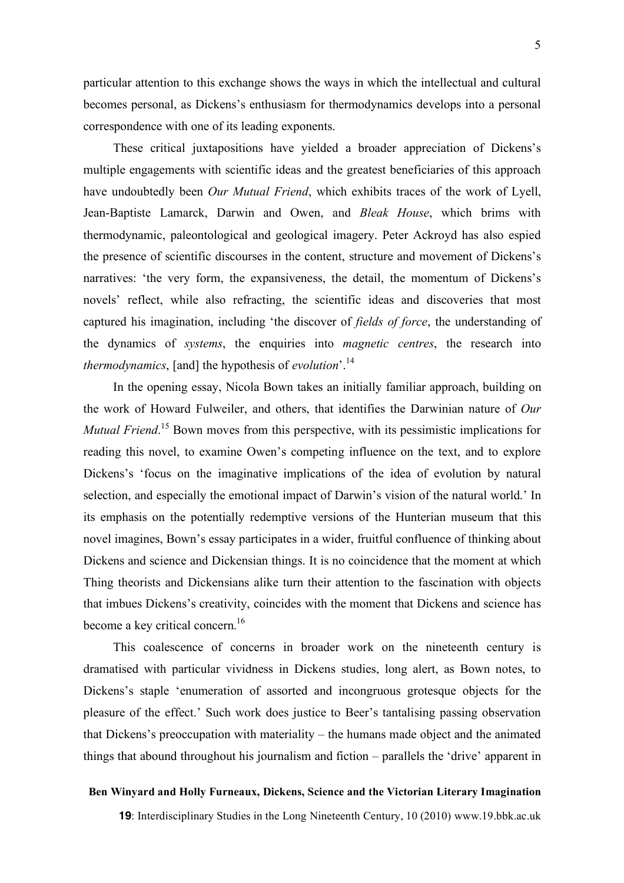particular attention to this exchange shows the ways in which the intellectual and cultural becomes personal, as Dickens's enthusiasm for thermodynamics develops into a personal correspondence with one of its leading exponents.

These critical juxtapositions have yielded a broader appreciation of Dickens's multiple engagements with scientific ideas and the greatest beneficiaries of this approach have undoubtedly been *Our Mutual Friend*, which exhibits traces of the work of Lyell, Jean-Baptiste Lamarck, Darwin and Owen, and *Bleak House*, which brims with thermodynamic, paleontological and geological imagery. Peter Ackroyd has also espied the presence of scientific discourses in the content, structure and movement of Dickens's narratives: 'the very form, the expansiveness, the detail, the momentum of Dickens's novels' reflect, while also refracting, the scientific ideas and discoveries that most captured his imagination, including 'the discover of *fields of force*, the understanding of the dynamics of *systems*, the enquiries into *magnetic centres*, the research into *thermodynamics*, [and] the hypothesis of *evolution*'.[14]

In the opening essay, Nicola Bown takes an initially familiar approach, building on the work of Howard Fulweiler, and others, that identifies the Darwinian nature of *Our Mutual Friend*.[15] Bown moves from this perspective, with its pessimistic implications for reading this novel, to examine Owen's competing influence on the text, and to explore Dickens's 'focus on the imaginative implications of the idea of evolution by natural selection, and especially the emotional impact of Darwin's vision of the natural world.' In its emphasis on the potentially redemptive versions of the Hunterian museum that this novel imagines, Bown's essay participates in a wider, fruitful confluence of thinking about Dickens and science and Dickensian things. It is no coincidence that the moment at which Thing theorists and Dickensians alike turn their attention to the fascination with objects that imbues Dickens's creativity, coincides with the moment that Dickens and science has become a key critical concern.[16]

This coalescence of concerns in broader work on the nineteenth century is dramatised with particular vividness in Dickens studies, long alert, as Bown notes, to Dickens's staple 'enumeration of assorted and incongruous grotesque objects for the pleasure of the effect.' Such work does justice to Beer's tantalising passing observation that Dickens's preoccupation with materiality – the humans made object and the animated things that abound throughout his journalism and fiction – parallels the 'drive' apparent in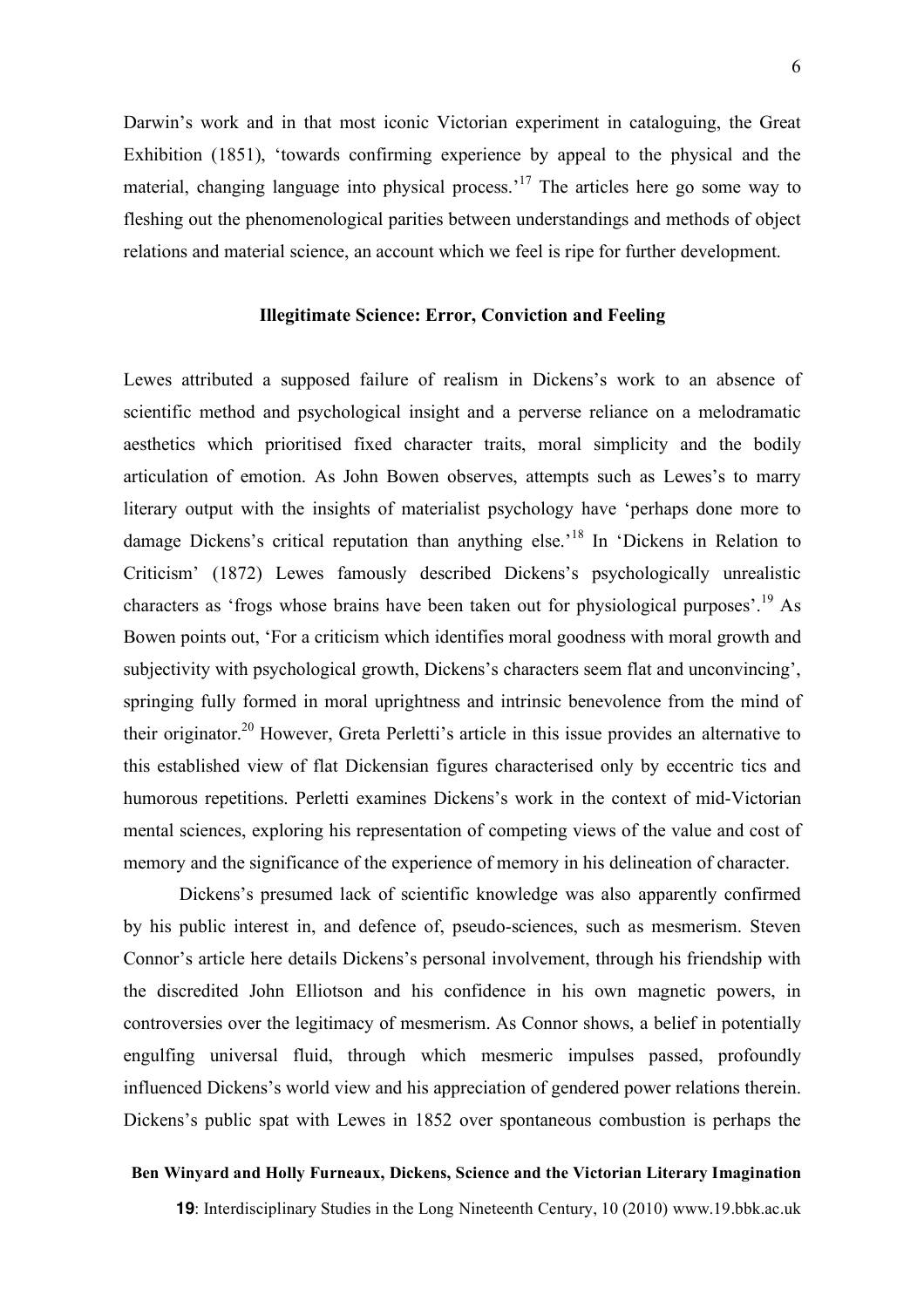Darwin's work and in that most iconic Victorian experiment in cataloguing, the Great Exhibition (1851), 'towards confirming experience by appeal to the physical and the material, changing language into physical process.'[17] The articles here go some way to fleshing out the phenomenological parities between understandings and methods of object relations and material science, an account which we feel is ripe for further development.

### Illegitimate Science: Error, Conviction and Feeling

Lewes attributed a supposed failure of realism in Dickens's work to an absence of scientific method and psychological insight and a perverse reliance on a melodramatic aesthetics which prioritised fixed character traits, moral simplicity and the bodily articulation of emotion. As John Bowen observes, attempts such as Lewes's to marry literary output with the insights of materialist psychology have 'perhaps done more to damage Dickens's critical reputation than anything else.'[18] In 'Dickens in Relation to Criticism' (1872) Lewes famously described Dickens's psychologically unrealistic characters as 'frogs whose brains have been taken out for physiological purposes'.[19] As Bowen points out, 'For a criticism which identifies moral goodness with moral growth and subjectivity with psychological growth, Dickens's characters seem flat and unconvincing', springing fully formed in moral uprightness and intrinsic benevolence from the mind of their originator.[20] However, Greta Perletti's article in this issue provides an alternative to this established view of flat Dickensian figures characterised only by eccentric tics and humorous repetitions. Perletti examines Dickens's work in the context of mid-Victorian mental sciences, exploring his representation of competing views of the value and cost of memory and the significance of the experience of memory in his delineation of character.

Dickens's presumed lack of scientific knowledge was also apparently confirmed by his public interest in, and defence of, pseudo-sciences, such as mesmerism. Steven Connor's article here details Dickens's personal involvement, through his friendship with the discredited John Elliotson and his confidence in his own magnetic powers, in controversies over the legitimacy of mesmerism. As Connor shows, a belief in potentially engulfing universal fluid, through which mesmeric impulses passed, profoundly influenced Dickens's world view and his appreciation of gendered power relations therein. Dickens's public spat with Lewes in 1852 over spontaneous combustion is perhaps the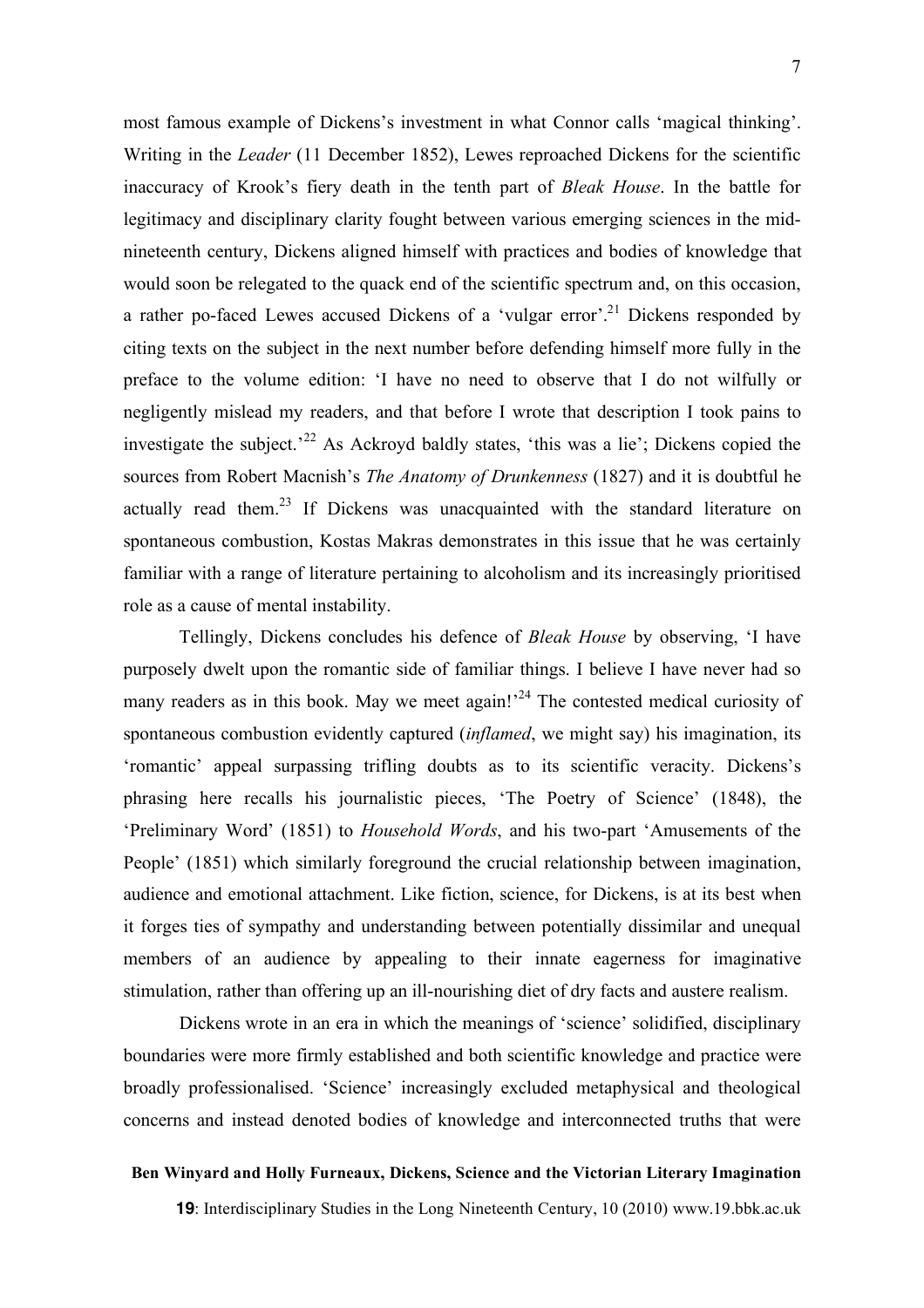most famous example of Dickens's investment in what Connor calls 'magical thinking'. Writing in the *Leader* (11 December 1852), Lewes reproached Dickens for the scientific inaccuracy of Krook's fiery death in the tenth part of *Bleak House*. In the battle for legitimacy and disciplinary clarity fought between various emerging sciences in the mid-nineteenth century, Dickens aligned himself with practices and bodies of knowledge that would soon be relegated to the quack end of the scientific spectrum and, on this occasion, a rather po-faced Lewes accused Dickens of a 'vulgar error'.[21] Dickens responded by citing texts on the subject in the next number before defending himself more fully in the preface to the volume edition: 'I have no need to observe that I do not wilfully or negligently mislead my readers, and that before I wrote that description I took pains to investigate the subject.'[22] As Ackroyd baldly states, 'this was a lie'; Dickens copied the sources from Robert Macnish's *The Anatomy of Drunkenness* (1827) and it is doubtful he actually read them.[23] If Dickens was unacquainted with the standard literature on spontaneous combustion, Kostas Makras demonstrates in this issue that he was certainly familiar with a range of literature pertaining to alcoholism and its increasingly prioritised role as a cause of mental instability.

Tellingly, Dickens concludes his defence of *Bleak House* by observing, 'I have purposely dwelt upon the romantic side of familiar things. I believe I have never had so many readers as in this book. May we meet again!'[24] The contested medical curiosity of spontaneous combustion evidently captured (*inflamed*, we might say) his imagination, its 'romantic' appeal surpassing trifling doubts as to its scientific veracity. Dickens's phrasing here recalls his journalistic pieces, 'The Poetry of Science' (1848), the 'Preliminary Word' (1851) to *Household Words*, and his two-part 'Amusements of the People' (1851) which similarly foreground the crucial relationship between imagination, audience and emotional attachment. Like fiction, science, for Dickens, is at its best when it forges ties of sympathy and understanding between potentially dissimilar and unequal members of an audience by appealing to their innate eagerness for imaginative stimulation, rather than offering up an ill-nourishing diet of dry facts and austere realism.

Dickens wrote in an era in which the meanings of 'science' solidified, disciplinary boundaries were more firmly established and both scientific knowledge and practice were broadly professionalised. 'Science' increasingly excluded metaphysical and theological concerns and instead denoted bodies of knowledge and interconnected truths that were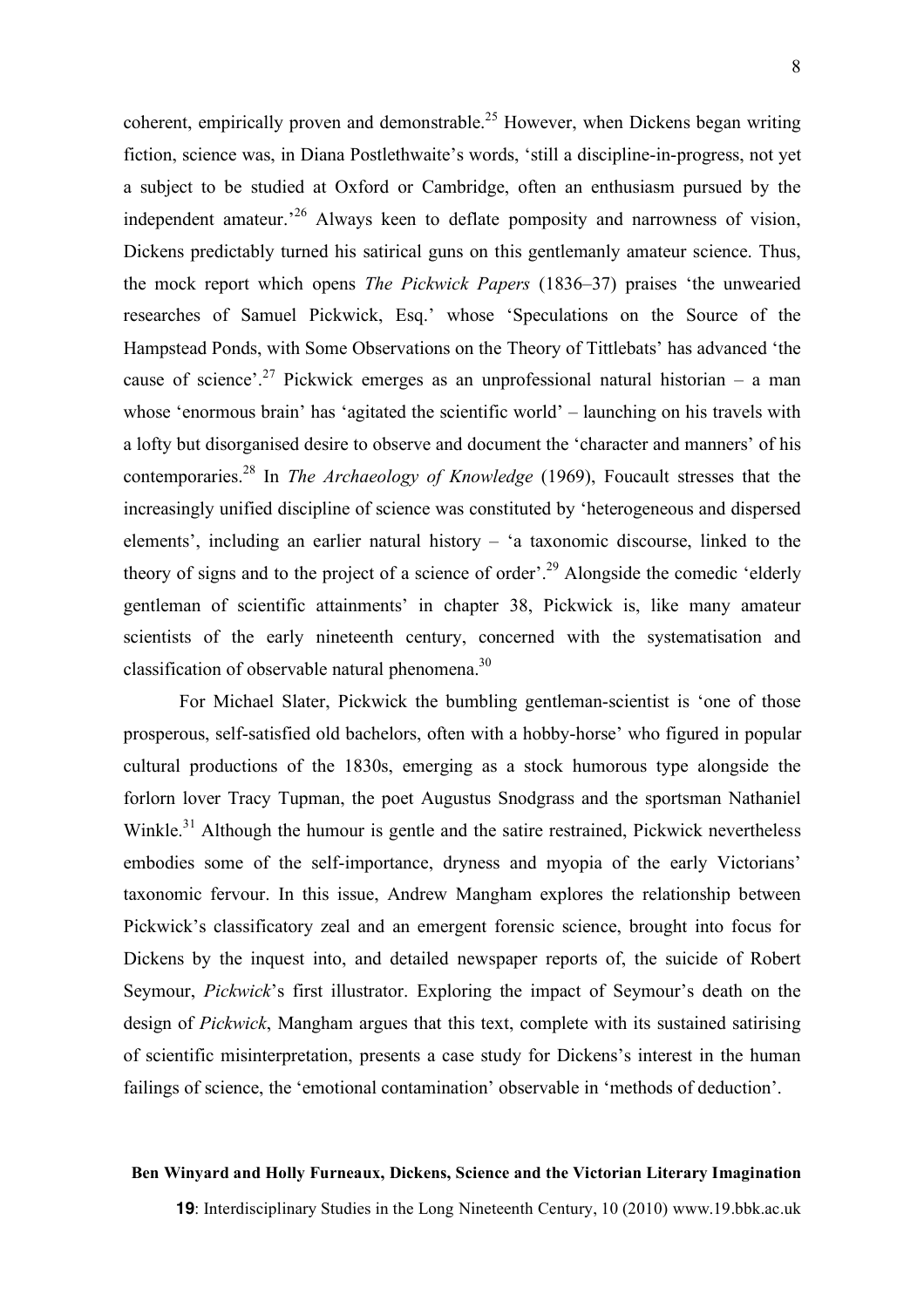coherent, empirically proven and demonstrable.[25] However, when Dickens began writing fiction, science was, in Diana Postlethwaite's words, 'still a discipline-in-progress, not yet a subject to be studied at Oxford or Cambridge, often an enthusiasm pursued by the independent amateur.'[26] Always keen to deflate pomposity and narrowness of vision, Dickens predictably turned his satirical guns on this gentlemanly amateur science. Thus, the mock report which opens *The Pickwick Papers* (1836–37) praises 'the unwearied researches of Samuel Pickwick, Esq.' whose 'Speculations on the Source of the Hampstead Ponds, with Some Observations on the Theory of Tittlebats' has advanced 'the cause of science'.[27] Pickwick emerges as an unprofessional natural historian – a man whose 'enormous brain' has 'agitated the scientific world' – launching on his travels with a lofty but disorganised desire to observe and document the 'character and manners' of his contemporaries.[28] In *The Archaeology of Knowledge* (1969), Foucault stresses that the increasingly unified discipline of science was constituted by 'heterogeneous and dispersed elements', including an earlier natural history – 'a taxonomic discourse, linked to the theory of signs and to the project of a science of order'.[29] Alongside the comedic 'elderly gentleman of scientific attainments' in chapter 38, Pickwick is, like many amateur scientists of the early nineteenth century, concerned with the systematisation and classification of observable natural phenomena.[30]

For Michael Slater, Pickwick the bumbling gentleman-scientist is 'one of those prosperous, self-satisfied old bachelors, often with a hobby-horse' who figured in popular cultural productions of the 1830s, emerging as a stock humorous type alongside the forlorn lover Tracy Tupman, the poet Augustus Snodgrass and the sportsman Nathaniel Winkle.[31] Although the humour is gentle and the satire restrained, Pickwick nevertheless embodies some of the self-importance, dryness and myopia of the early Victorians' taxonomic fervour. In this issue, Andrew Mangham explores the relationship between Pickwick's classificatory zeal and an emergent forensic science, brought into focus for Dickens by the inquest into, and detailed newspaper reports of, the suicide of Robert Seymour, *Pickwick*'s first illustrator. Exploring the impact of Seymour's death on the design of *Pickwick*, Mangham argues that this text, complete with its sustained satirising of scientific misinterpretation, presents a case study for Dickens's interest in the human failings of science, the 'emotional contamination' observable in 'methods of deduction'.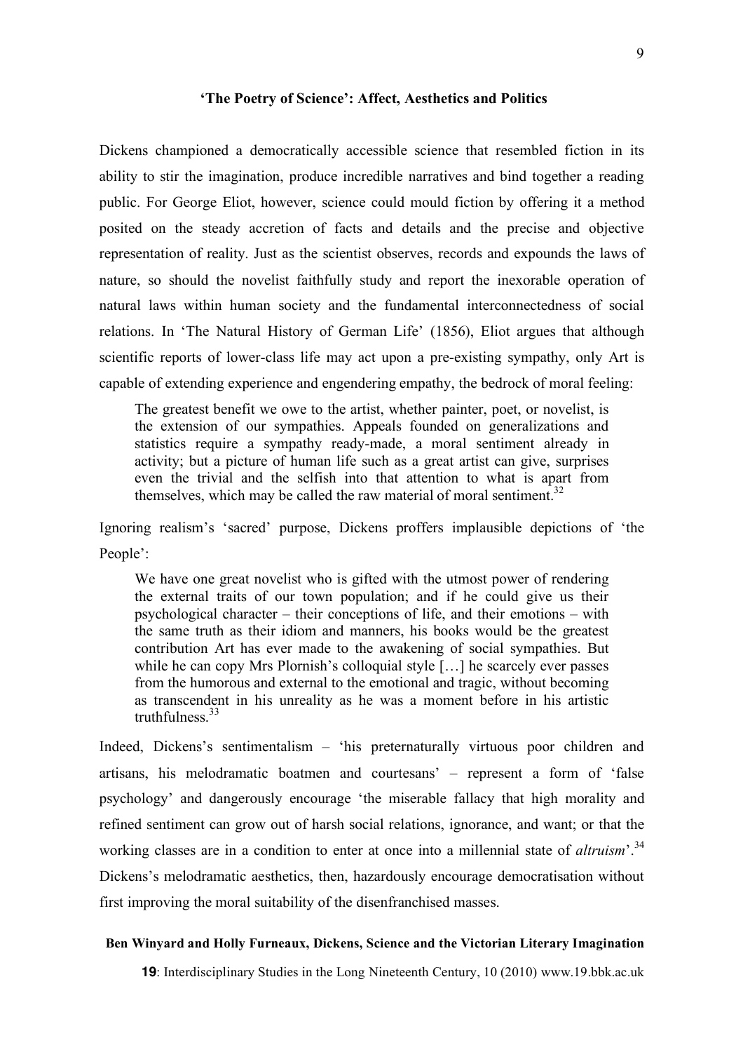## 'The Poetry of Science': Affect, Aesthetics and Politics

Dickens championed a democratically accessible science that resembled fiction in its ability to stir the imagination, produce incredible narratives and bind together a reading public. For George Eliot, however, science could mould fiction by offering it a method posited on the steady accretion of facts and details and the precise and objective representation of reality. Just as the scientist observes, records and expounds the laws of nature, so should the novelist faithfully study and report the inexorable operation of natural laws within human society and the fundamental interconnectedness of social relations. In 'The Natural History of German Life' (1856), Eliot argues that although scientific reports of lower-class life may act upon a pre-existing sympathy, only Art is capable of extending experience and engendering empathy, the bedrock of moral feeling:

> The greatest benefit we owe to the artist, whether painter, poet, or novelist, is the extension of our sympathies. Appeals founded on generalizations and statistics require a sympathy ready-made, a moral sentiment already in activity; but a picture of human life such as a great artist can give, surprises even the trivial and the selfish into that attention to what is apart from themselves, which may be called the raw material of moral sentiment.[32]

Ignoring realism's 'sacred' purpose, Dickens proffers implausible depictions of 'the People':

> We have one great novelist who is gifted with the utmost power of rendering the external traits of our town population; and if he could give us their psychological character – their conceptions of life, and their emotions – with the same truth as their idiom and manners, his books would be the greatest contribution Art has ever made to the awakening of social sympathies. But while he can copy Mrs Plornish's colloquial style […] he scarcely ever passes from the humorous and external to the emotional and tragic, without becoming as transcendent in his unreality as he was a moment before in his artistic truthfulness.[33]

Indeed, Dickens's sentimentalism – 'his preternaturally virtuous poor children and artisans, his melodramatic boatmen and courtesans' – represent a form of 'false psychology' and dangerously encourage 'the miserable fallacy that high morality and refined sentiment can grow out of harsh social relations, ignorance, and want; or that the working classes are in a condition to enter at once into a millennial state of *altruism*'.[34] Dickens's melodramatic aesthetics, then, hazardously encourage democratisation without first improving the moral suitability of the disenfranchised masses.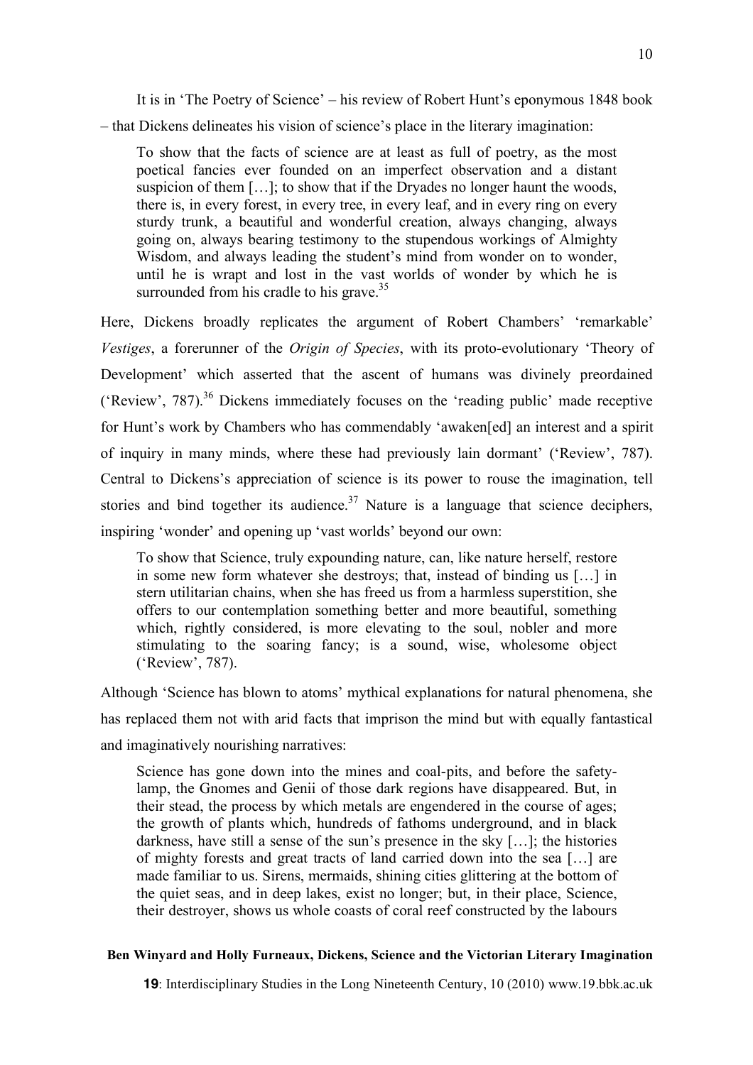It is in 'The Poetry of Science' – his review of Robert Hunt's eponymous 1848 book – that Dickens delineates his vision of science's place in the literary imagination:

> To show that the facts of science are at least as full of poetry, as the most poetical fancies ever founded on an imperfect observation and a distant suspicion of them […]; to show that if the Dryades no longer haunt the woods, there is, in every forest, in every tree, in every leaf, and in every ring on every sturdy trunk, a beautiful and wonderful creation, always changing, always going on, always bearing testimony to the stupendous workings of Almighty Wisdom, and always leading the student's mind from wonder on to wonder, until he is wrapt and lost in the vast worlds of wonder by which he is surrounded from his cradle to his grave.[35]

Here, Dickens broadly replicates the argument of Robert Chambers' 'remarkable' *Vestiges*, a forerunner of the *Origin of Species*, with its proto-evolutionary 'Theory of Development' which asserted that the ascent of humans was divinely preordained ('Review', 787).[36] Dickens immediately focuses on the 'reading public' made receptive for Hunt's work by Chambers who has commendably 'awaken[ed] an interest and a spirit of inquiry in many minds, where these had previously lain dormant' ('Review', 787). Central to Dickens's appreciation of science is its power to rouse the imagination, tell stories and bind together its audience.[37] Nature is a language that science deciphers, inspiring 'wonder' and opening up 'vast worlds' beyond our own:

> To show that Science, truly expounding nature, can, like nature herself, restore in some new form whatever she destroys; that, instead of binding us […] in stern utilitarian chains, when she has freed us from a harmless superstition, she offers to our contemplation something better and more beautiful, something which, rightly considered, is more elevating to the soul, nobler and more stimulating to the soaring fancy; is a sound, wise, wholesome object ('Review', 787).

Although 'Science has blown to atoms' mythical explanations for natural phenomena, she has replaced them not with arid facts that imprison the mind but with equally fantastical and imaginatively nourishing narratives:

> Science has gone down into the mines and coal-pits, and before the safety-lamp, the Gnomes and Genii of those dark regions have disappeared. But, in their stead, the process by which metals are engendered in the course of ages; the growth of plants which, hundreds of fathoms underground, and in black darkness, have still a sense of the sun's presence in the sky […]; the histories of mighty forests and great tracts of land carried down into the sea […] are made familiar to us. Sirens, mermaids, shining cities glittering at the bottom of the quiet seas, and in deep lakes, exist no longer; but, in their place, Science, their destroyer, shows us whole coasts of coral reef constructed by the labours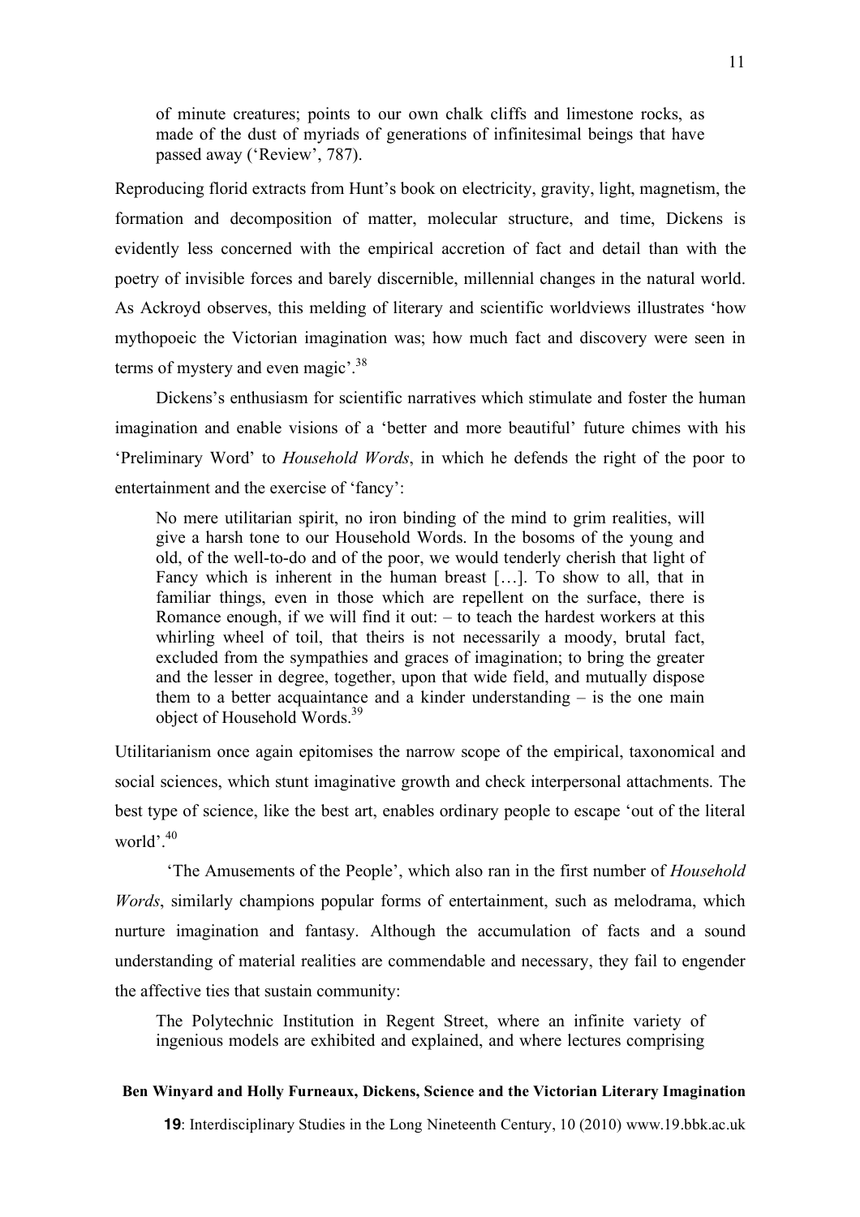> of minute creatures; points to our own chalk cliffs and limestone rocks, as made of the dust of myriads of generations of infinitesimal beings that have passed away ('Review', 787).

Reproducing florid extracts from Hunt's book on electricity, gravity, light, magnetism, the formation and decomposition of matter, molecular structure, and time, Dickens is evidently less concerned with the empirical accretion of fact and detail than with the poetry of invisible forces and barely discernible, millennial changes in the natural world. As Ackroyd observes, this melding of literary and scientific worldviews illustrates 'how mythopoeic the Victorian imagination was; how much fact and discovery were seen in terms of mystery and even magic'.[38]

Dickens's enthusiasm for scientific narratives which stimulate and foster the human imagination and enable visions of a 'better and more beautiful' future chimes with his 'Preliminary Word' to *Household Words*, in which he defends the right of the poor to entertainment and the exercise of 'fancy':

> No mere utilitarian spirit, no iron binding of the mind to grim realities, will give a harsh tone to our Household Words. In the bosoms of the young and old, of the well-to-do and of the poor, we would tenderly cherish that light of Fancy which is inherent in the human breast […]. To show to all, that in familiar things, even in those which are repellent on the surface, there is Romance enough, if we will find it out: – to teach the hardest workers at this whirling wheel of toil, that theirs is not necessarily a moody, brutal fact, excluded from the sympathies and graces of imagination; to bring the greater and the lesser in degree, together, upon that wide field, and mutually dispose them to a better acquaintance and a kinder understanding – is the one main object of Household Words.[39]

Utilitarianism once again epitomises the narrow scope of the empirical, taxonomical and social sciences, which stunt imaginative growth and check interpersonal attachments. The best type of science, like the best art, enables ordinary people to escape 'out of the literal world'.[40]

'The Amusements of the People', which also ran in the first number of *Household Words*, similarly champions popular forms of entertainment, such as melodrama, which nurture imagination and fantasy. Although the accumulation of facts and a sound understanding of material realities are commendable and necessary, they fail to engender the affective ties that sustain community:

> The Polytechnic Institution in Regent Street, where an infinite variety of ingenious models are exhibited and explained, and where lectures comprising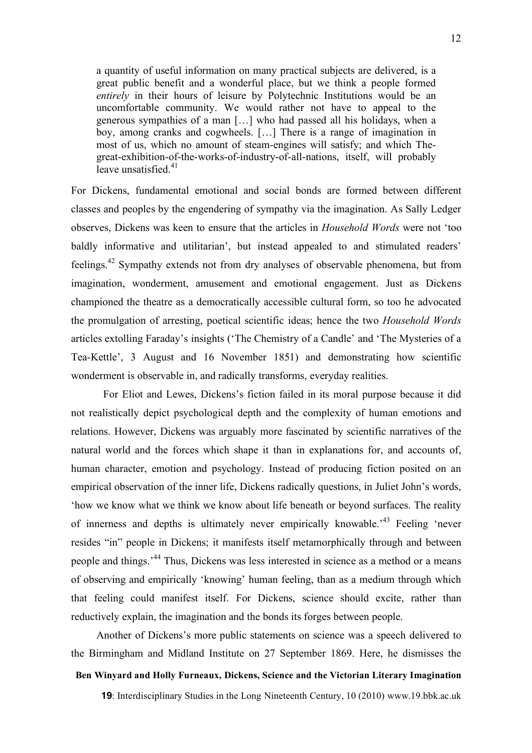> a quantity of useful information on many practical subjects are delivered, is a great public benefit and a wonderful place, but we think a people formed *entirely* in their hours of leisure by Polytechnic Institutions would be an uncomfortable community. We would rather not have to appeal to the generous sympathies of a man […] who had passed all his holidays, when a boy, among cranks and cogwheels. […] There is a range of imagination in most of us, which no amount of steam-engines will satisfy; and which The-great-exhibition-of-the-works-of-industry-of-all-nations, itself, will probably leave unsatisfied.[41]

For Dickens, fundamental emotional and social bonds are formed between different classes and peoples by the engendering of sympathy via the imagination. As Sally Ledger observes, Dickens was keen to ensure that the articles in *Household Words* were not 'too baldly informative and utilitarian', but instead appealed to and stimulated readers' feelings.[42] Sympathy extends not from dry analyses of observable phenomena, but from imagination, wonderment, amusement and emotional engagement. Just as Dickens championed the theatre as a democratically accessible cultural form, so too he advocated the promulgation of arresting, poetical scientific ideas; hence the two *Household Words* articles extolling Faraday's insights ('The Chemistry of a Candle' and 'The Mysteries of a Tea-Kettle', 3 August and 16 November 1851) and demonstrating how scientific wonderment is observable in, and radically transforms, everyday realities.

For Eliot and Lewes, Dickens's fiction failed in its moral purpose because it did not realistically depict psychological depth and the complexity of human emotions and relations. However, Dickens was arguably more fascinated by scientific narratives of the natural world and the forces which shape it than in explanations for, and accounts of, human character, emotion and psychology. Instead of producing fiction posited on an empirical observation of the inner life, Dickens radically questions, in Juliet John's words, 'how we know what we think we know about life beneath or beyond surfaces. The reality of innerness and depths is ultimately never empirically knowable.'[43] Feeling 'never resides "in" people in Dickens; it manifests itself metamorphically through and between people and things.'[44] Thus, Dickens was less interested in science as a method or a means of observing and empirically 'knowing' human feeling, than as a medium through which that feeling could manifest itself. For Dickens, science should excite, rather than reductively explain, the imagination and the bonds its forges between people.

Another of Dickens's more public statements on science was a speech delivered to the Birmingham and Midland Institute on 27 September 1869. Here, he dismisses the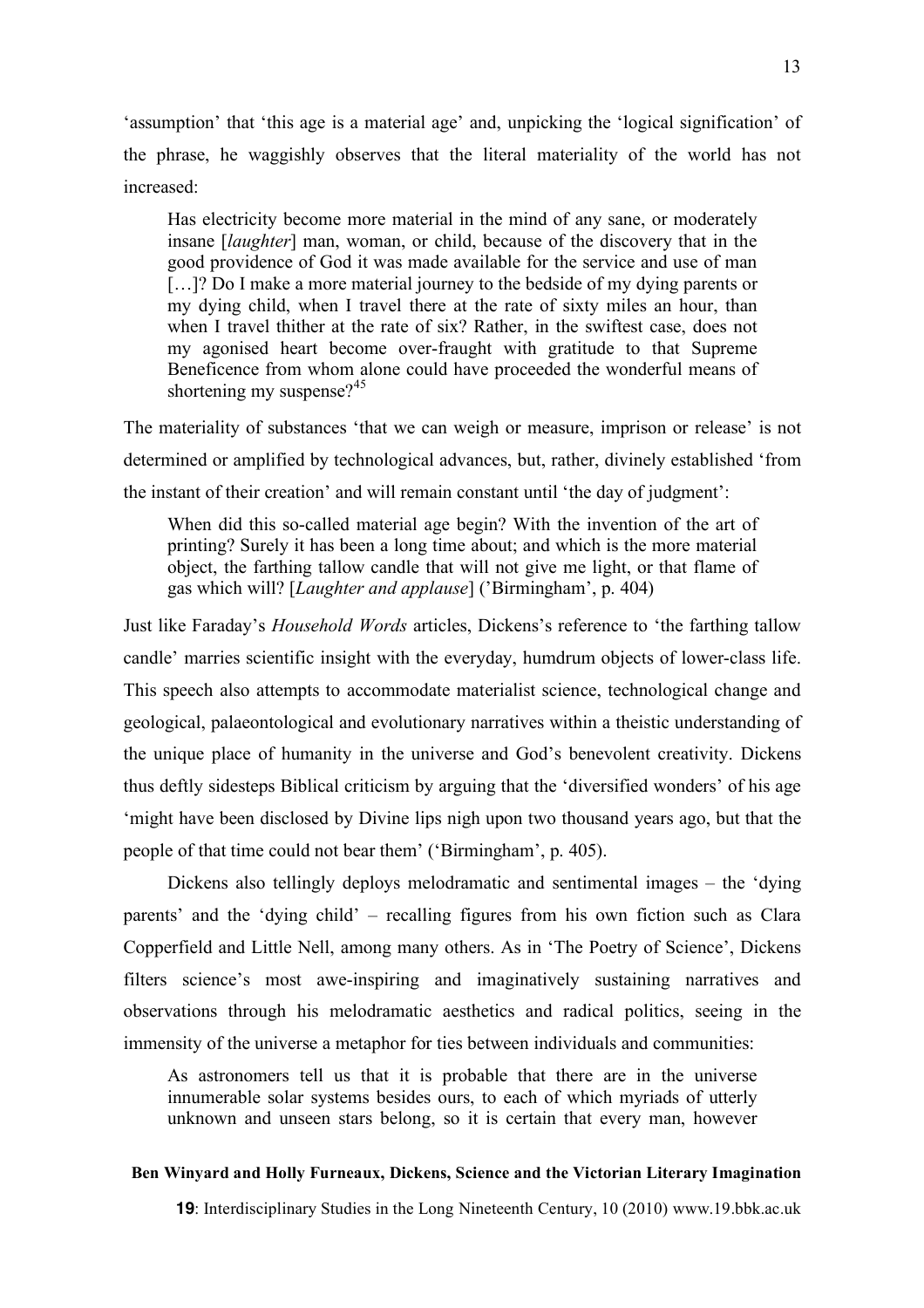'assumption' that 'this age is a material age' and, unpicking the 'logical signification' of the phrase, he waggishly observes that the literal materiality of the world has not increased:

> Has electricity become more material in the mind of any sane, or moderately insane [*laughter*] man, woman, or child, because of the discovery that in the good providence of God it was made available for the service and use of man […]? Do I make a more material journey to the bedside of my dying parents or my dying child, when I travel there at the rate of sixty miles an hour, than when I travel thither at the rate of six? Rather, in the swiftest case, does not my agonised heart become over-fraught with gratitude to that Supreme Beneficence from whom alone could have proceeded the wonderful means of shortening my suspense?[45]

The materiality of substances 'that we can weigh or measure, imprison or release' is not determined or amplified by technological advances, but, rather, divinely established 'from the instant of their creation' and will remain constant until 'the day of judgment':

> When did this so-called material age begin? With the invention of the art of printing? Surely it has been a long time about; and which is the more material object, the farthing tallow candle that will not give me light, or that flame of gas which will? [*Laughter and applause*] ('Birmingham', p. 404)

Just like Faraday's *Household Words* articles, Dickens's reference to 'the farthing tallow candle' marries scientific insight with the everyday, humdrum objects of lower-class life. This speech also attempts to accommodate materialist science, technological change and geological, palaeontological and evolutionary narratives within a theistic understanding of the unique place of humanity in the universe and God's benevolent creativity. Dickens thus deftly sidesteps Biblical criticism by arguing that the 'diversified wonders' of his age 'might have been disclosed by Divine lips nigh upon two thousand years ago, but that the people of that time could not bear them' ('Birmingham', p. 405).

Dickens also tellingly deploys melodramatic and sentimental images – the 'dying parents' and the 'dying child' – recalling figures from his own fiction such as Clara Copperfield and Little Nell, among many others. As in 'The Poetry of Science', Dickens filters science's most awe-inspiring and imaginatively sustaining narratives and observations through his melodramatic aesthetics and radical politics, seeing in the immensity of the universe a metaphor for ties between individuals and communities:

> As astronomers tell us that it is probable that there are in the universe innumerable solar systems besides ours, to each of which myriads of utterly unknown and unseen stars belong, so it is certain that every man, however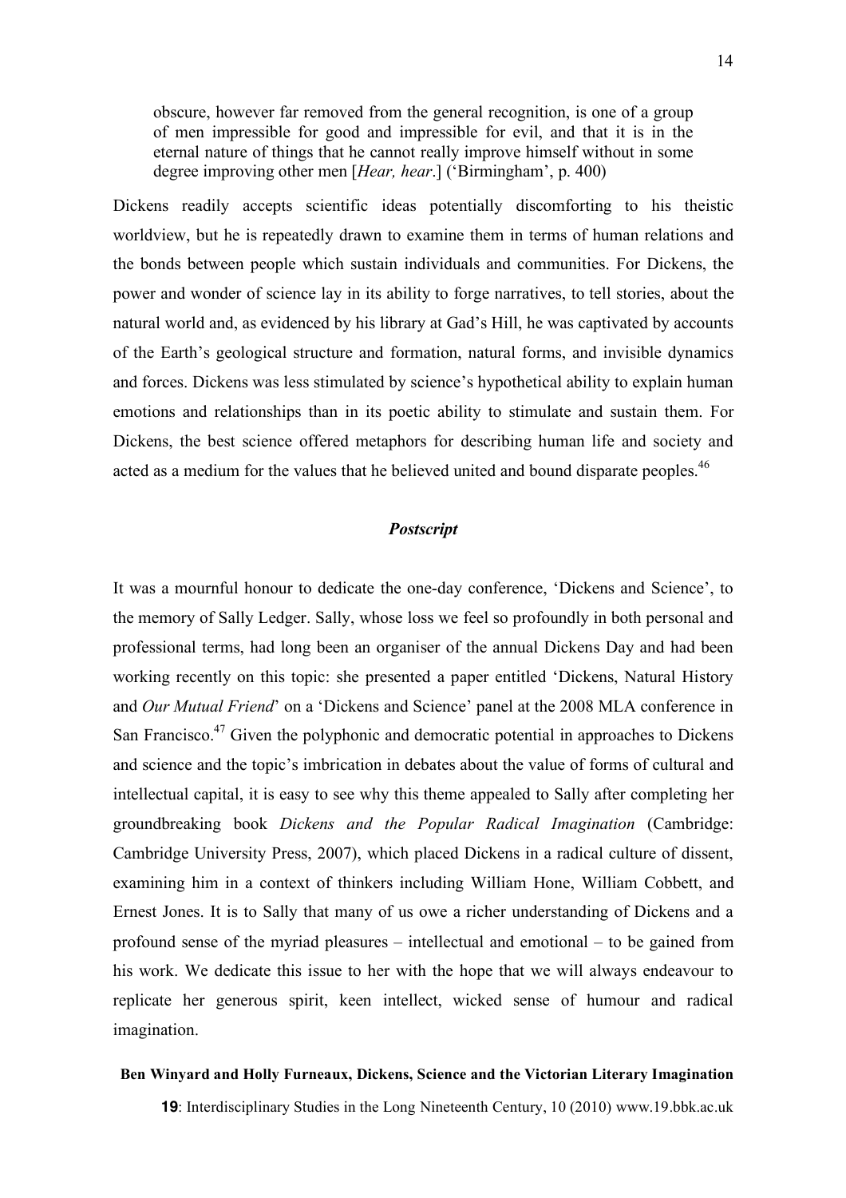> obscure, however far removed from the general recognition, is one of a group of men impressible for good and impressible for evil, and that it is in the eternal nature of things that he cannot really improve himself without in some degree improving other men [*Hear, hear*.] ('Birmingham', p. 400)

Dickens readily accepts scientific ideas potentially discomforting to his theistic worldview, but he is repeatedly drawn to examine them in terms of human relations and the bonds between people which sustain individuals and communities. For Dickens, the power and wonder of science lay in its ability to forge narratives, to tell stories, about the natural world and, as evidenced by his library at Gad's Hill, he was captivated by accounts of the Earth's geological structure and formation, natural forms, and invisible dynamics and forces. Dickens was less stimulated by science's hypothetical ability to explain human emotions and relationships than in its poetic ability to stimulate and sustain them. For Dickens, the best science offered metaphors for describing human life and society and acted as a medium for the values that he believed united and bound disparate peoples.[46]

### *Postscript*

It was a mournful honour to dedicate the one-day conference, 'Dickens and Science', to the memory of Sally Ledger. Sally, whose loss we feel so profoundly in both personal and professional terms, had long been an organiser of the annual Dickens Day and had been working recently on this topic: she presented a paper entitled 'Dickens, Natural History and *Our Mutual Friend*' on a 'Dickens and Science' panel at the 2008 MLA conference in San Francisco.[47] Given the polyphonic and democratic potential in approaches to Dickens and science and the topic's imbrication in debates about the value of forms of cultural and intellectual capital, it is easy to see why this theme appealed to Sally after completing her groundbreaking book *Dickens and the Popular Radical Imagination* (Cambridge: Cambridge University Press, 2007), which placed Dickens in a radical culture of dissent, examining him in a context of thinkers including William Hone, William Cobbett, and Ernest Jones. It is to Sally that many of us owe a richer understanding of Dickens and a profound sense of the myriad pleasures – intellectual and emotional – to be gained from his work. We dedicate this issue to her with the hope that we will always endeavour to replicate her generous spirit, keen intellect, wicked sense of humour and radical imagination.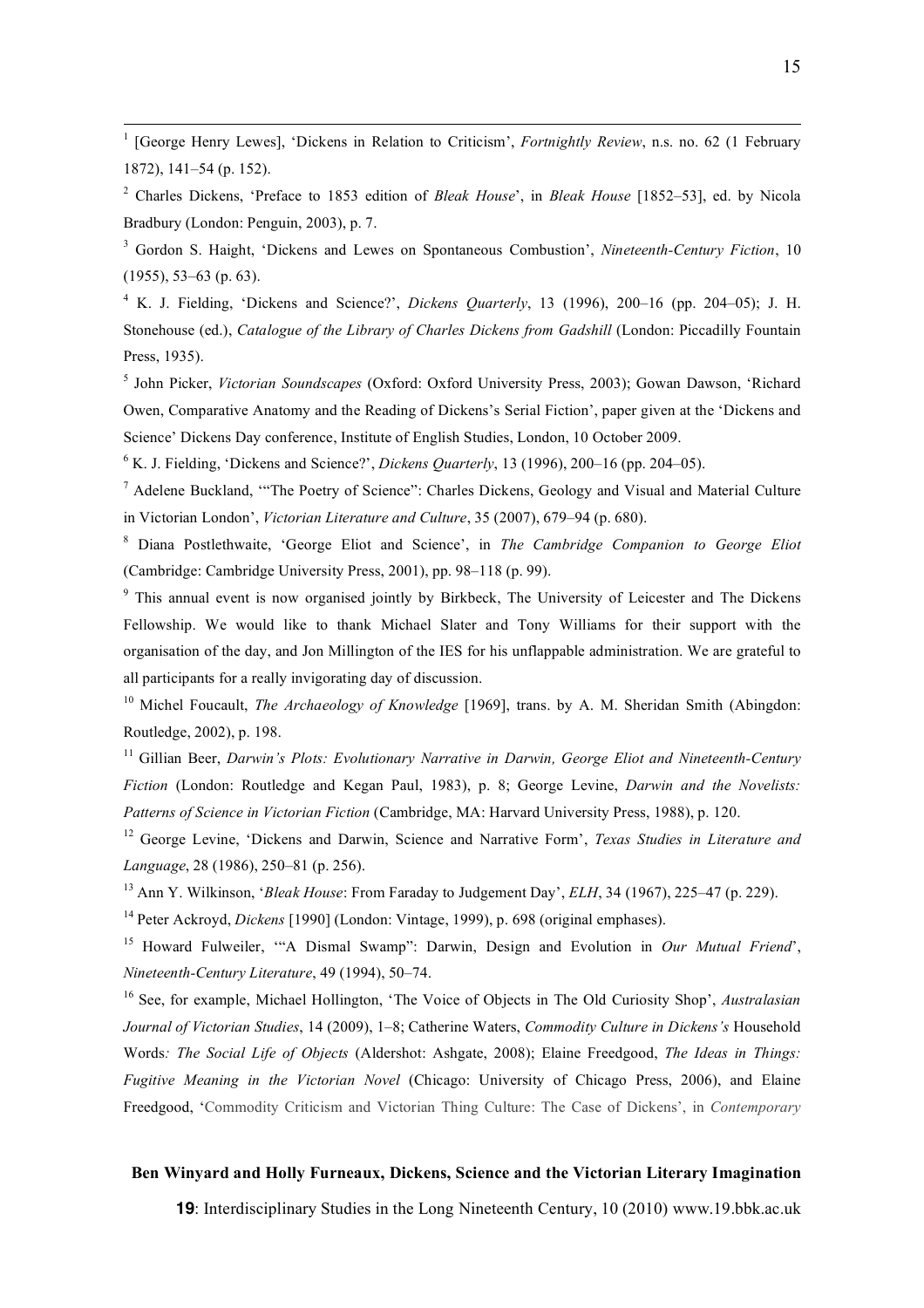[1] [George Henry Lewes], 'Dickens in Relation to Criticism', *Fortnightly Review*, n.s. no. 62 (1 February 1872), 141–54 (p. 152).

[2] Charles Dickens, 'Preface to 1853 edition of *Bleak House*', in *Bleak House* [1852–53], ed. by Nicola Bradbury (London: Penguin, 2003), p. 7.

[3] Gordon S. Haight, 'Dickens and Lewes on Spontaneous Combustion', *Nineteenth-Century Fiction*, 10 (1955), 53–63 (p. 63).

[4] K. J. Fielding, 'Dickens and Science?', *Dickens Quarterly*, 13 (1996), 200–16 (pp. 204–05); J. H. Stonehouse (ed.), *Catalogue of the Library of Charles Dickens from Gadshill* (London: Piccadilly Fountain Press, 1935).

[5] John Picker, *Victorian Soundscapes* (Oxford: Oxford University Press, 2003); Gowan Dawson, 'Richard Owen, Comparative Anatomy and the Reading of Dickens's Serial Fiction', paper given at the 'Dickens and Science' Dickens Day conference, Institute of English Studies, London, 10 October 2009.

[6] K. J. Fielding, 'Dickens and Science?', *Dickens Quarterly*, 13 (1996), 200–16 (pp. 204–05).

[7] Adelene Buckland, '"The Poetry of Science": Charles Dickens, Geology and Visual and Material Culture in Victorian London', *Victorian Literature and Culture*, 35 (2007), 679–94 (p. 680).

[8] Diana Postlethwaite, 'George Eliot and Science', in *The Cambridge Companion to George Eliot* (Cambridge: Cambridge University Press, 2001), pp. 98–118 (p. 99).

[9] This annual event is now organised jointly by Birkbeck, The University of Leicester and The Dickens Fellowship. We would like to thank Michael Slater and Tony Williams for their support with the organisation of the day, and Jon Millington of the IES for his unflappable administration. We are grateful to all participants for a really invigorating day of discussion.

[10] Michel Foucault, *The Archaeology of Knowledge* [1969], trans. by A. M. Sheridan Smith (Abingdon: Routledge, 2002), p. 198.

[11] Gillian Beer, *Darwin's Plots: Evolutionary Narrative in Darwin, George Eliot and Nineteenth-Century Fiction* (London: Routledge and Kegan Paul, 1983), p. 8; George Levine, *Darwin and the Novelists: Patterns of Science in Victorian Fiction* (Cambridge, MA: Harvard University Press, 1988), p. 120.

[12] George Levine, 'Dickens and Darwin, Science and Narrative Form', *Texas Studies in Literature and Language*, 28 (1986), 250–81 (p. 256).

[13] Ann Y. Wilkinson, '*Bleak House*: From Faraday to Judgement Day', *ELH*, 34 (1967), 225–47 (p. 229).

[14] Peter Ackroyd, *Dickens* [1990] (London: Vintage, 1999), p. 698 (original emphases).

[15] Howard Fulweiler, '"A Dismal Swamp": Darwin, Design and Evolution in *Our Mutual Friend*', *Nineteenth-Century Literature*, 49 (1994), 50–74.

[16] See, for example, Michael Hollington, 'The Voice of Objects in The Old Curiosity Shop', *Australasian Journal of Victorian Studies*, 14 (2009), 1–8; Catherine Waters, *Commodity Culture in Dickens's* Household Words*: The Social Life of Objects* (Aldershot: Ashgate, 2008); Elaine Freedgood, *The Ideas in Things: Fugitive Meaning in the Victorian Novel* (Chicago: University of Chicago Press, 2006), and Elaine Freedgood, 'Commodity Criticism and Victorian Thing Culture: The Case of Dickens', in *Contemporary*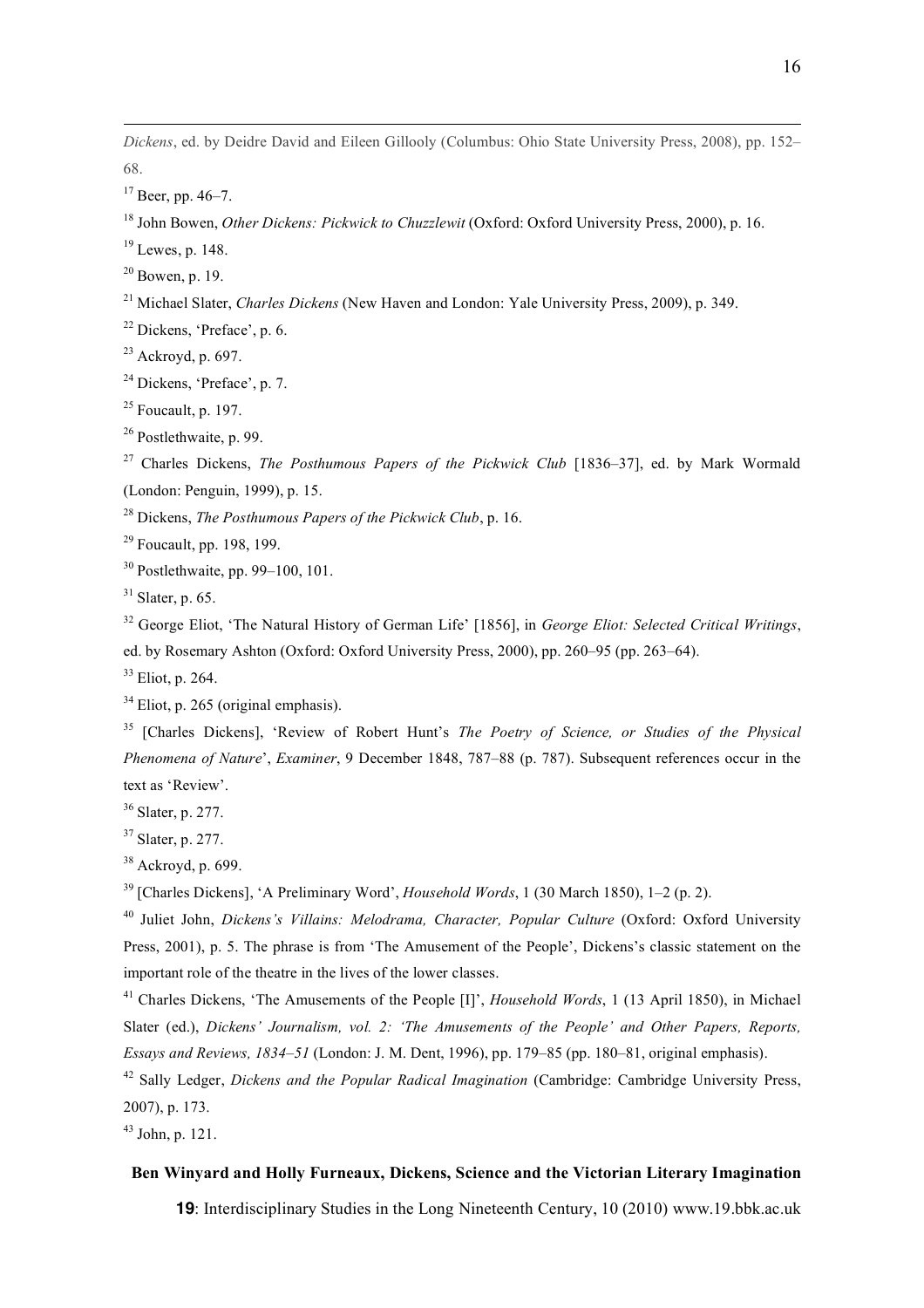*Dickens*, ed. by Deidre David and Eileen Gillooly (Columbus: Ohio State University Press, 2008), pp. 152–68.

[17] Beer, pp. 46–7.

[18] John Bowen, *Other Dickens: Pickwick to Chuzzlewit* (Oxford: Oxford University Press, 2000), p. 16.

[19] Lewes, p. 148.

[20] Bowen, p. 19.

[21] Michael Slater, *Charles Dickens* (New Haven and London: Yale University Press, 2009), p. 349.

[22] Dickens, 'Preface', p. 6.

[23] Ackroyd, p. 697.

[24] Dickens, 'Preface', p. 7.

[25] Foucault, p. 197.

[26] Postlethwaite, p. 99.

[27] Charles Dickens, *The Posthumous Papers of the Pickwick Club* [1836–37], ed. by Mark Wormald (London: Penguin, 1999), p. 15.

[28] Dickens, *The Posthumous Papers of the Pickwick Club*, p. 16.

[29] Foucault, pp. 198, 199.

[30] Postlethwaite, pp. 99–100, 101.

[31] Slater, p. 65.

[32] George Eliot, 'The Natural History of German Life' [1856], in *George Eliot: Selected Critical Writings*, ed. by Rosemary Ashton (Oxford: Oxford University Press, 2000), pp. 260–95 (pp. 263–64).

[33] Eliot, p. 264.

[34] Eliot, p. 265 (original emphasis).

[35] [Charles Dickens], 'Review of Robert Hunt's *The Poetry of Science, or Studies of the Physical Phenomena of Nature*', *Examiner*, 9 December 1848, 787–88 (p. 787). Subsequent references occur in the text as 'Review'.

[36] Slater, p. 277.

[37] Slater, p. 277.

[38] Ackroyd, p. 699.

[39] [Charles Dickens], 'A Preliminary Word', *Household Words*, 1 (30 March 1850), 1–2 (p. 2).

[40] Juliet John, *Dickens's Villains: Melodrama, Character, Popular Culture* (Oxford: Oxford University Press, 2001), p. 5. The phrase is from 'The Amusement of the People', Dickens's classic statement on the important role of the theatre in the lives of the lower classes.

[41] Charles Dickens, 'The Amusements of the People [I]', *Household Words*, 1 (13 April 1850), in Michael Slater (ed.), *Dickens' Journalism, vol. 2: 'The Amusements of the People' and Other Papers, Reports, Essays and Reviews, 1834–51* (London: J. M. Dent, 1996), pp. 179–85 (pp. 180–81, original emphasis).

[42] Sally Ledger, *Dickens and the Popular Radical Imagination* (Cambridge: Cambridge University Press, 2007), p. 173.

[43] John, p. 121.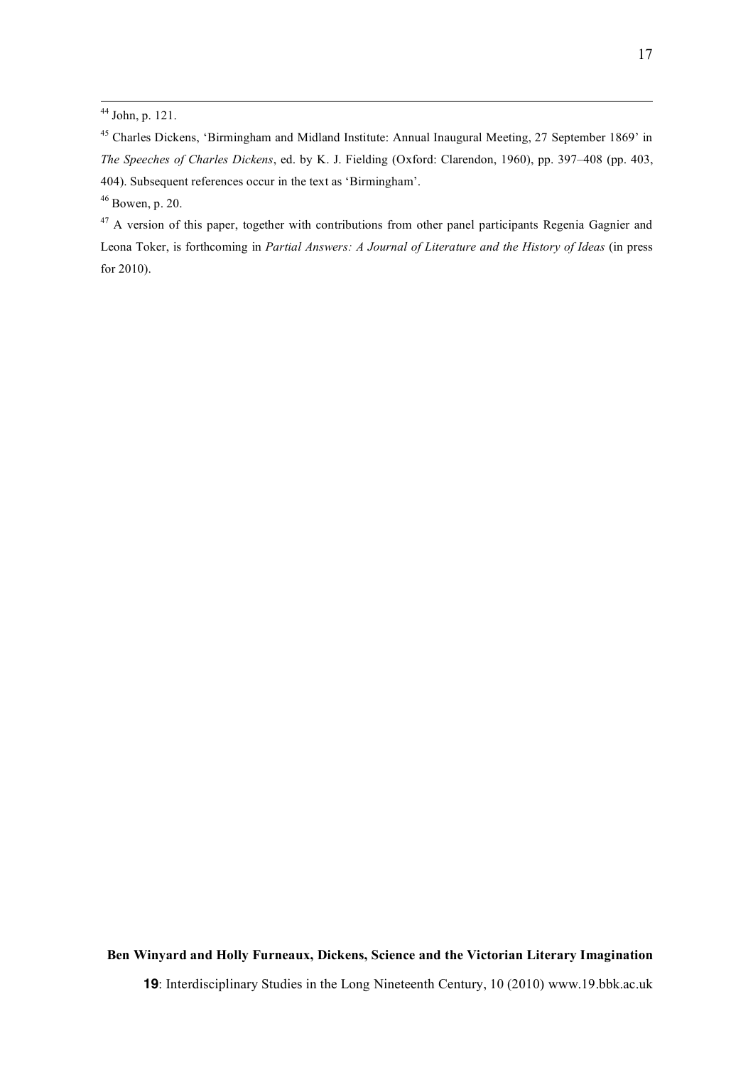[44] John, p. 121.

[45] Charles Dickens, 'Birmingham and Midland Institute: Annual Inaugural Meeting, 27 September 1869' in *The Speeches of Charles Dickens*, ed. by K. J. Fielding (Oxford: Clarendon, 1960), pp. 397–408 (pp. 403, 404). Subsequent references occur in the text as 'Birmingham'.

[46] Bowen, p. 20.

[47] A version of this paper, together with contributions from other panel participants Regenia Gagnier and Leona Toker, is forthcoming in *Partial Answers: A Journal of Literature and the History of Ideas* (in press for 2010).